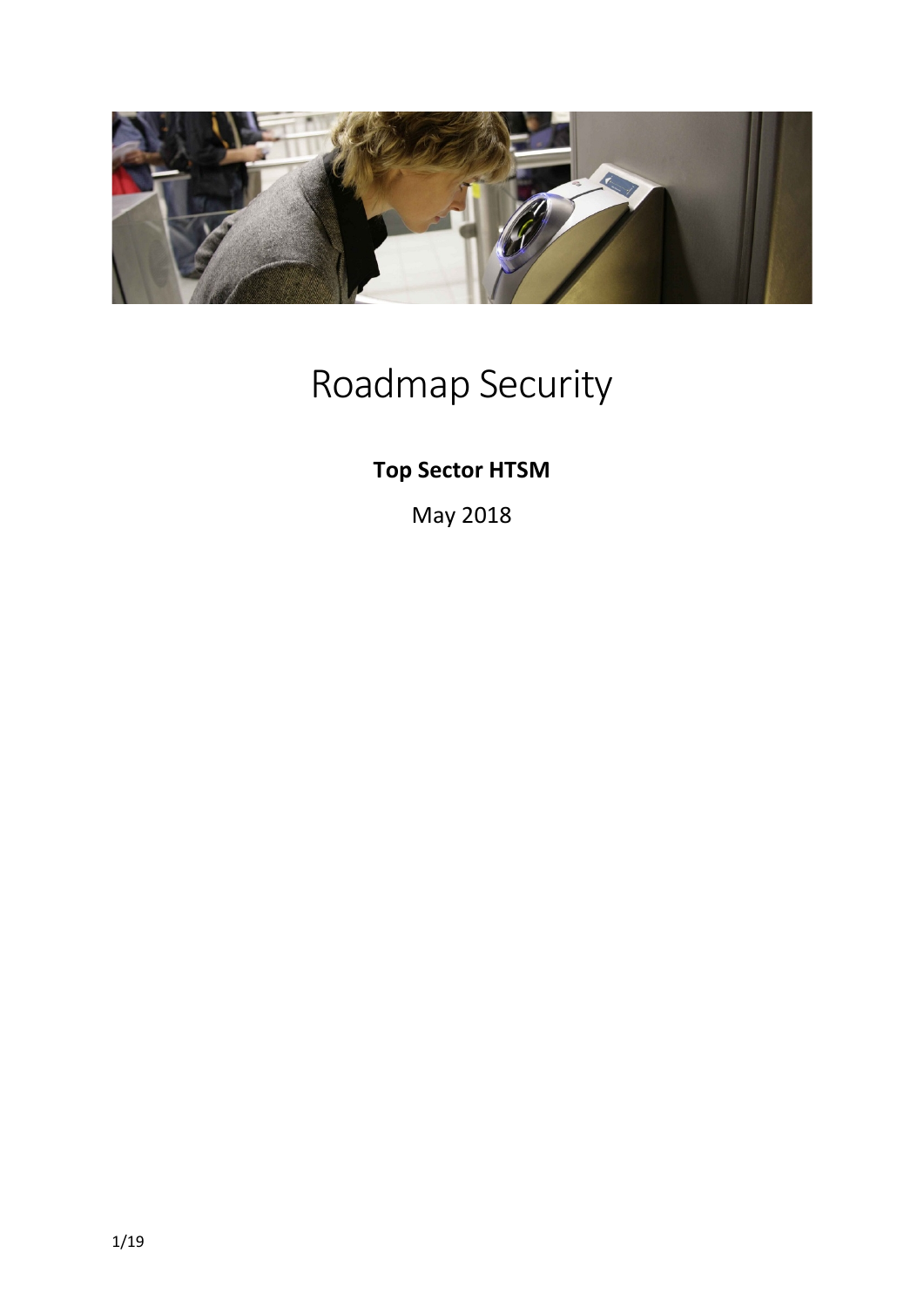# Roadmap Security

**Top Sector HTSM**

May 2018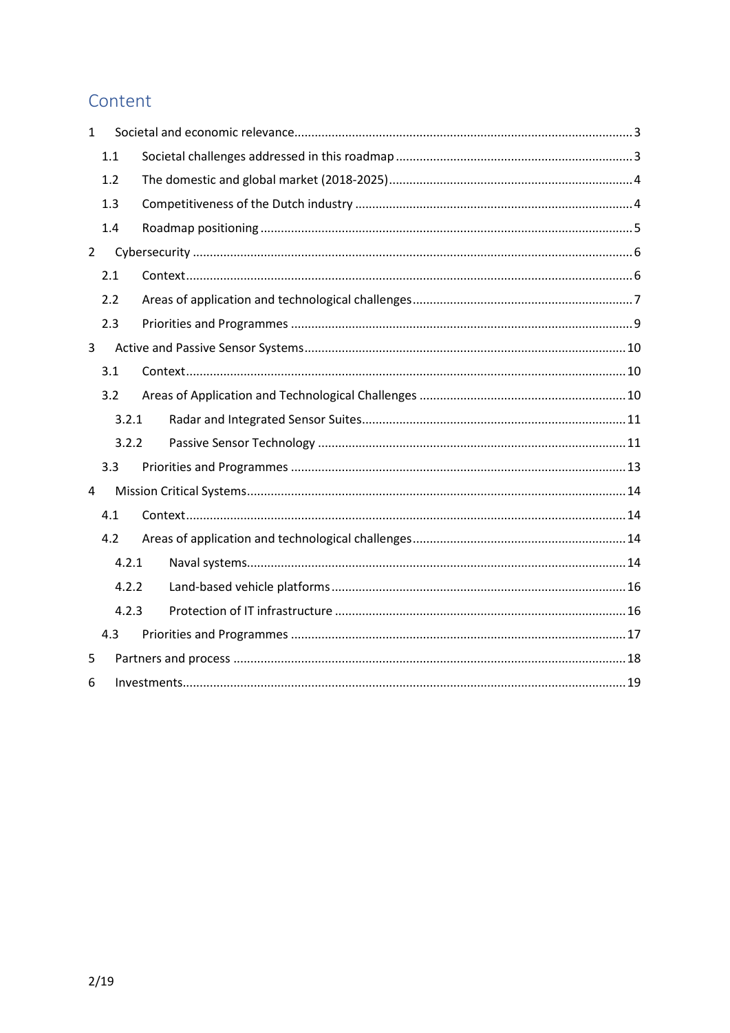## Content

1 Societal and economic relevance ........ 3
- 1.1 Societal challenges addressed in this roadmap ........ 3
- 1.2 The domestic and global market (2018-2025) ........ 4
- 1.3 Competitiveness of the Dutch industry ........ 4
- 1.4 Roadmap positioning ........ 5

2 Cybersecurity ........ 6
- 2.1 Context ........ 6
- 2.2 Areas of application and technological challenges ........ 7
- 2.3 Priorities and Programmes ........ 9

3 Active and Passive Sensor Systems ........ 10
- 3.1 Context ........ 10
- 3.2 Areas of Application and Technological Challenges ........ 10
  - 3.2.1 Radar and Integrated Sensor Suites ........ 11
  - 3.2.2 Passive Sensor Technology ........ 11
- 3.3 Priorities and Programmes ........ 13

4 Mission Critical Systems ........ 14
- 4.1 Context ........ 14
- 4.2 Areas of application and technological challenges ........ 14
  - 4.2.1 Naval systems ........ 14
  - 4.2.2 Land-based vehicle platforms ........ 16
  - 4.2.3 Protection of IT infrastructure ........ 16
- 4.3 Priorities and Programmes ........ 17

5 Partners and process ........ 18

6 Investments ........ 19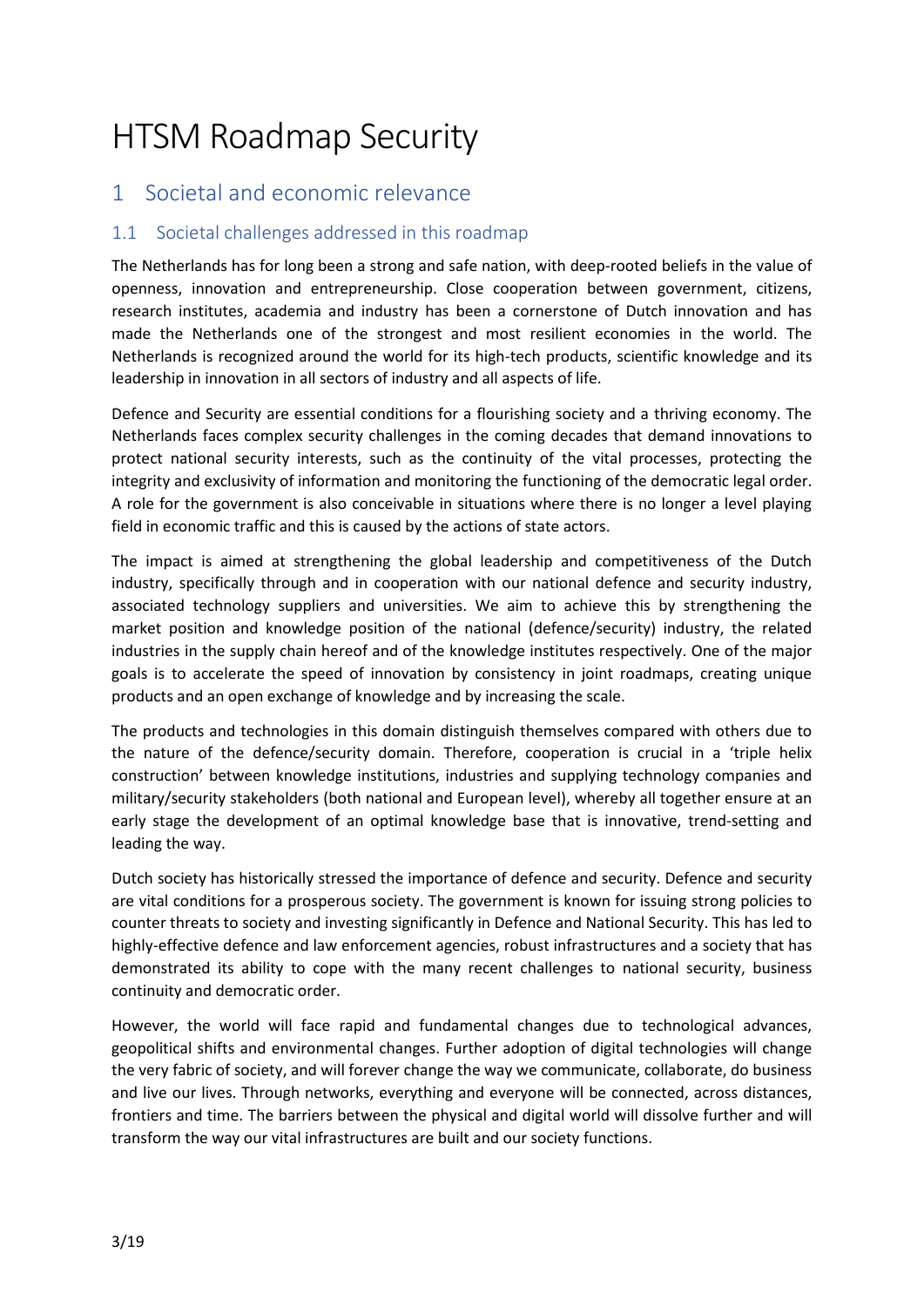# HTSM Roadmap Security

## 1 Societal and economic relevance

### 1.1 Societal challenges addressed in this roadmap

The Netherlands has for long been a strong and safe nation, with deep-rooted beliefs in the value of openness, innovation and entrepreneurship. Close cooperation between government, citizens, research institutes, academia and industry has been a cornerstone of Dutch innovation and has made the Netherlands one of the strongest and most resilient economies in the world. The Netherlands is recognized around the world for its high-tech products, scientific knowledge and its leadership in innovation in all sectors of industry and all aspects of life.

Defence and Security are essential conditions for a flourishing society and a thriving economy. The Netherlands faces complex security challenges in the coming decades that demand innovations to protect national security interests, such as the continuity of the vital processes, protecting the integrity and exclusivity of information and monitoring the functioning of the democratic legal order. A role for the government is also conceivable in situations where there is no longer a level playing field in economic traffic and this is caused by the actions of state actors.

The impact is aimed at strengthening the global leadership and competitiveness of the Dutch industry, specifically through and in cooperation with our national defence and security industry, associated technology suppliers and universities. We aim to achieve this by strengthening the market position and knowledge position of the national (defence/security) industry, the related industries in the supply chain hereof and of the knowledge institutes respectively. One of the major goals is to accelerate the speed of innovation by consistency in joint roadmaps, creating unique products and an open exchange of knowledge and by increasing the scale.

The products and technologies in this domain distinguish themselves compared with others due to the nature of the defence/security domain. Therefore, cooperation is crucial in a 'triple helix construction' between knowledge institutions, industries and supplying technology companies and military/security stakeholders (both national and European level), whereby all together ensure at an early stage the development of an optimal knowledge base that is innovative, trend-setting and leading the way.

Dutch society has historically stressed the importance of defence and security. Defence and security are vital conditions for a prosperous society. The government is known for issuing strong policies to counter threats to society and investing significantly in Defence and National Security. This has led to highly-effective defence and law enforcement agencies, robust infrastructures and a society that has demonstrated its ability to cope with the many recent challenges to national security, business continuity and democratic order.

However, the world will face rapid and fundamental changes due to technological advances, geopolitical shifts and environmental changes. Further adoption of digital technologies will change the very fabric of society, and will forever change the way we communicate, collaborate, do business and live our lives. Through networks, everything and everyone will be connected, across distances, frontiers and time. The barriers between the physical and digital world will dissolve further and will transform the way our vital infrastructures are built and our society functions.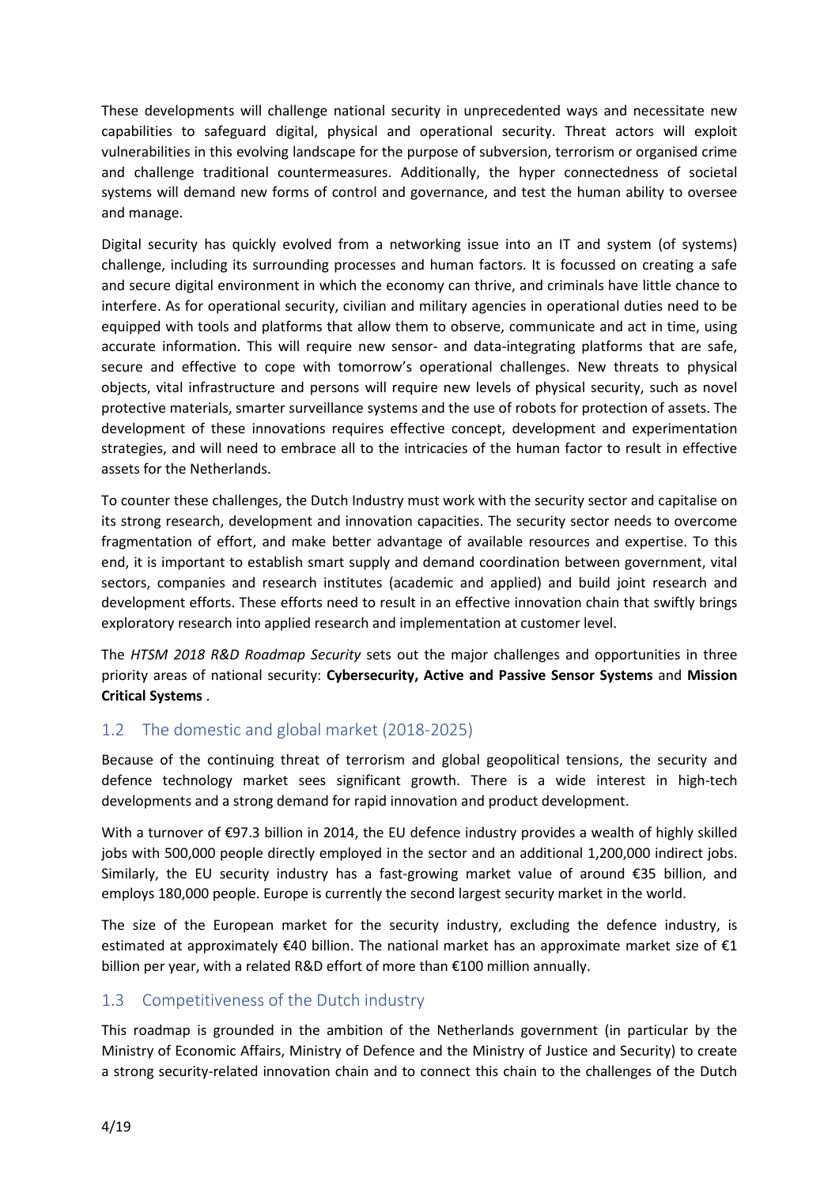These developments will challenge national security in unprecedented ways and necessitate new capabilities to safeguard digital, physical and operational security. Threat actors will exploit vulnerabilities in this evolving landscape for the purpose of subversion, terrorism or organised crime and challenge traditional countermeasures. Additionally, the hyper connectedness of societal systems will demand new forms of control and governance, and test the human ability to oversee and manage.

Digital security has quickly evolved from a networking issue into an IT and system (of systems) challenge, including its surrounding processes and human factors. It is focussed on creating a safe and secure digital environment in which the economy can thrive, and criminals have little chance to interfere. As for operational security, civilian and military agencies in operational duties need to be equipped with tools and platforms that allow them to observe, communicate and act in time, using accurate information. This will require new sensor- and data-integrating platforms that are safe, secure and effective to cope with tomorrow's operational challenges. New threats to physical objects, vital infrastructure and persons will require new levels of physical security, such as novel protective materials, smarter surveillance systems and the use of robots for protection of assets. The development of these innovations requires effective concept, development and experimentation strategies, and will need to embrace all to the intricacies of the human factor to result in effective assets for the Netherlands.

To counter these challenges, the Dutch Industry must work with the security sector and capitalise on its strong research, development and innovation capacities. The security sector needs to overcome fragmentation of effort, and make better advantage of available resources and expertise. To this end, it is important to establish smart supply and demand coordination between government, vital sectors, companies and research institutes (academic and applied) and build joint research and development efforts. These efforts need to result in an effective innovation chain that swiftly brings exploratory research into applied research and implementation at customer level.

The *HTSM 2018 R&D Roadmap Security* sets out the major challenges and opportunities in three priority areas of national security: **Cybersecurity, Active and Passive Sensor Systems** and **Mission Critical Systems** .

## 1.2 The domestic and global market (2018-2025)

Because of the continuing threat of terrorism and global geopolitical tensions, the security and defence technology market sees significant growth. There is a wide interest in high-tech developments and a strong demand for rapid innovation and product development.

With a turnover of €97.3 billion in 2014, the EU defence industry provides a wealth of highly skilled jobs with 500,000 people directly employed in the sector and an additional 1,200,000 indirect jobs. Similarly, the EU security industry has a fast-growing market value of around €35 billion, and employs 180,000 people. Europe is currently the second largest security market in the world.

The size of the European market for the security industry, excluding the defence industry, is estimated at approximately €40 billion. The national market has an approximate market size of €1 billion per year, with a related R&D effort of more than €100 million annually.

## 1.3 Competitiveness of the Dutch industry

This roadmap is grounded in the ambition of the Netherlands government (in particular by the Ministry of Economic Affairs, Ministry of Defence and the Ministry of Justice and Security) to create a strong security-related innovation chain and to connect this chain to the challenges of the Dutch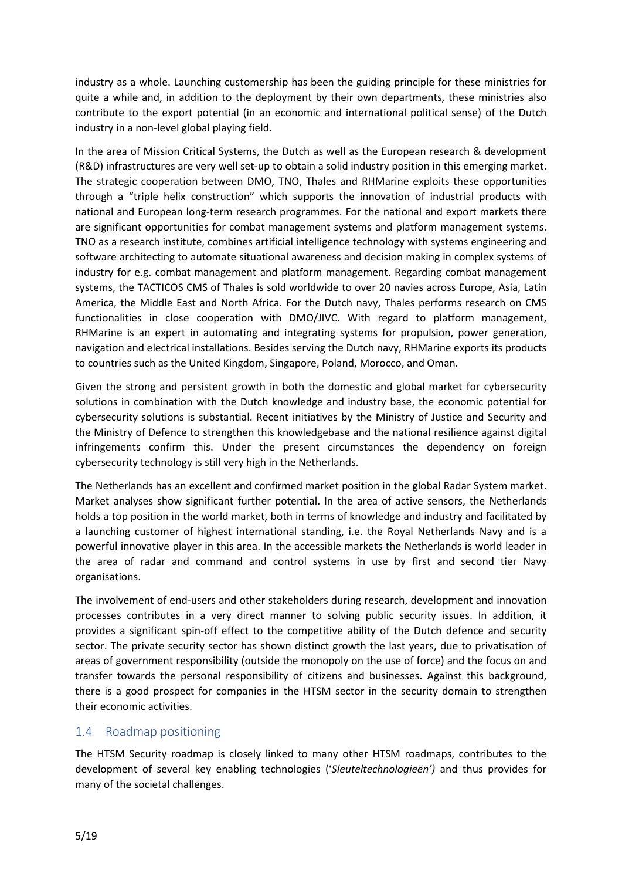industry as a whole. Launching customership has been the guiding principle for these ministries for quite a while and, in addition to the deployment by their own departments, these ministries also contribute to the export potential (in an economic and international political sense) of the Dutch industry in a non-level global playing field.

In the area of Mission Critical Systems, the Dutch as well as the European research & development (R&D) infrastructures are very well set-up to obtain a solid industry position in this emerging market. The strategic cooperation between DMO, TNO, Thales and RHMarine exploits these opportunities through a "triple helix construction" which supports the innovation of industrial products with national and European long-term research programmes. For the national and export markets there are significant opportunities for combat management systems and platform management systems. TNO as a research institute, combines artificial intelligence technology with systems engineering and software architecting to automate situational awareness and decision making in complex systems of industry for e.g. combat management and platform management. Regarding combat management systems, the TACTICOS CMS of Thales is sold worldwide to over 20 navies across Europe, Asia, Latin America, the Middle East and North Africa. For the Dutch navy, Thales performs research on CMS functionalities in close cooperation with DMO/JIVC. With regard to platform management, RHMarine is an expert in automating and integrating systems for propulsion, power generation, navigation and electrical installations. Besides serving the Dutch navy, RHMarine exports its products to countries such as the United Kingdom, Singapore, Poland, Morocco, and Oman.

Given the strong and persistent growth in both the domestic and global market for cybersecurity solutions in combination with the Dutch knowledge and industry base, the economic potential for cybersecurity solutions is substantial. Recent initiatives by the Ministry of Justice and Security and the Ministry of Defence to strengthen this knowledgebase and the national resilience against digital infringements confirm this. Under the present circumstances the dependency on foreign cybersecurity technology is still very high in the Netherlands.

The Netherlands has an excellent and confirmed market position in the global Radar System market. Market analyses show significant further potential. In the area of active sensors, the Netherlands holds a top position in the world market, both in terms of knowledge and industry and facilitated by a launching customer of highest international standing, i.e. the Royal Netherlands Navy and is a powerful innovative player in this area. In the accessible markets the Netherlands is world leader in the area of radar and command and control systems in use by first and second tier Navy organisations.

The involvement of end-users and other stakeholders during research, development and innovation processes contributes in a very direct manner to solving public security issues. In addition, it provides a significant spin-off effect to the competitive ability of the Dutch defence and security sector. The private security sector has shown distinct growth the last years, due to privatisation of areas of government responsibility (outside the monopoly on the use of force) and the focus on and transfer towards the personal responsibility of citizens and businesses. Against this background, there is a good prospect for companies in the HTSM sector in the security domain to strengthen their economic activities.

## 1.4 Roadmap positioning

The HTSM Security roadmap is closely linked to many other HTSM roadmaps, contributes to the development of several key enabling technologies ('*Sleuteltechnologieën'*) and thus provides for many of the societal challenges.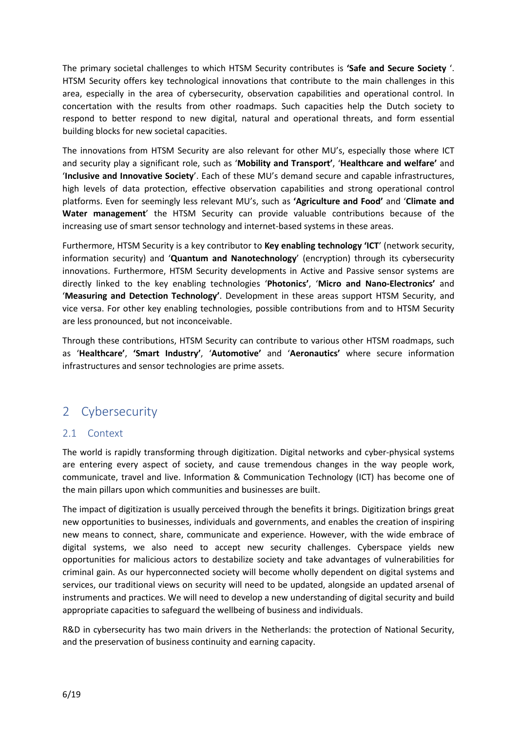The primary societal challenges to which HTSM Security contributes is **'Safe and Secure Society** '. HTSM Security offers key technological innovations that contribute to the main challenges in this area, especially in the area of cybersecurity, observation capabilities and operational control. In concertation with the results from other roadmaps. Such capacities help the Dutch society to respond to better respond to new digital, natural and operational threats, and form essential building blocks for new societal capacities.

The innovations from HTSM Security are also relevant for other MU's, especially those where ICT and security play a significant role, such as '**Mobility and Transport'**, '**Healthcare and welfare'** and '**Inclusive and Innovative Society**'. Each of these MU's demand secure and capable infrastructures, high levels of data protection, effective observation capabilities and strong operational control platforms. Even for seemingly less relevant MU's, such as **'Agriculture and Food'** and '**Climate and Water management**' the HTSM Security can provide valuable contributions because of the increasing use of smart sensor technology and internet-based systems in these areas.

Furthermore, HTSM Security is a key contributor to **Key enabling technology 'ICT**' (network security, information security) and '**Quantum and Nanotechnology**' (encryption) through its cybersecurity innovations. Furthermore, HTSM Security developments in Active and Passive sensor systems are directly linked to the key enabling technologies '**Photonics'**, '**Micro and Nano-Electronics'** and '**Measuring and Detection Technology'**. Development in these areas support HTSM Security, and vice versa. For other key enabling technologies, possible contributions from and to HTSM Security are less pronounced, but not inconceivable.

Through these contributions, HTSM Security can contribute to various other HTSM roadmaps, such as '**Healthcare'**, **'Smart Industry'**, '**Automotive'** and '**Aeronautics'** where secure information infrastructures and sensor technologies are prime assets.

# 2 Cybersecurity

## 2.1 Context

The world is rapidly transforming through digitization. Digital networks and cyber-physical systems are entering every aspect of society, and cause tremendous changes in the way people work, communicate, travel and live. Information & Communication Technology (ICT) has become one of the main pillars upon which communities and businesses are built.

The impact of digitization is usually perceived through the benefits it brings. Digitization brings great new opportunities to businesses, individuals and governments, and enables the creation of inspiring new means to connect, share, communicate and experience. However, with the wide embrace of digital systems, we also need to accept new security challenges. Cyberspace yields new opportunities for malicious actors to destabilize society and take advantages of vulnerabilities for criminal gain. As our hyperconnected society will become wholly dependent on digital systems and services, our traditional views on security will need to be updated, alongside an updated arsenal of instruments and practices. We will need to develop a new understanding of digital security and build appropriate capacities to safeguard the wellbeing of business and individuals.

R&D in cybersecurity has two main drivers in the Netherlands: the protection of National Security', and the preservation of business continuity and earning capacity.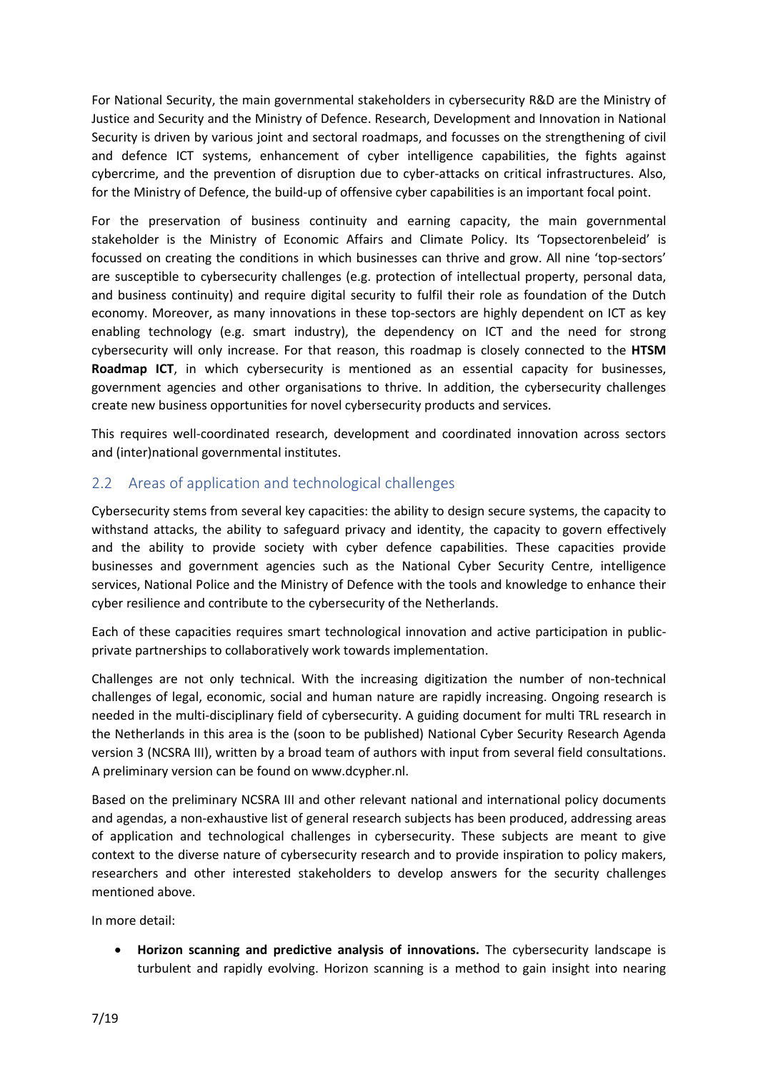For National Security, the main governmental stakeholders in cybersecurity R&D are the Ministry of Justice and Security and the Ministry of Defence. Research, Development and Innovation in National Security is driven by various joint and sectoral roadmaps, and focusses on the strengthening of civil and defence ICT systems, enhancement of cyber intelligence capabilities, the fights against cybercrime, and the prevention of disruption due to cyber-attacks on critical infrastructures. Also, for the Ministry of Defence, the build-up of offensive cyber capabilities is an important focal point.

For the preservation of business continuity and earning capacity, the main governmental stakeholder is the Ministry of Economic Affairs and Climate Policy. Its 'Topsectorenbeleid' is focussed on creating the conditions in which businesses can thrive and grow. All nine 'top-sectors' are susceptible to cybersecurity challenges (e.g. protection of intellectual property, personal data, and business continuity) and require digital security to fulfil their role as foundation of the Dutch economy. Moreover, as many innovations in these top-sectors are highly dependent on ICT as key enabling technology (e.g. smart industry), the dependency on ICT and the need for strong cybersecurity will only increase. For that reason, this roadmap is closely connected to the **HTSM Roadmap ICT**, in which cybersecurity is mentioned as an essential capacity for businesses, government agencies and other organisations to thrive. In addition, the cybersecurity challenges create new business opportunities for novel cybersecurity products and services.

This requires well-coordinated research, development and coordinated innovation across sectors and (inter)national governmental institutes.

## 2.2 Areas of application and technological challenges

Cybersecurity stems from several key capacities: the ability to design secure systems, the capacity to withstand attacks, the ability to safeguard privacy and identity, the capacity to govern effectively and the ability to provide society with cyber defence capabilities. These capacities provide businesses and government agencies such as the National Cyber Security Centre, intelligence services, National Police and the Ministry of Defence with the tools and knowledge to enhance their cyber resilience and contribute to the cybersecurity of the Netherlands.

Each of these capacities requires smart technological innovation and active participation in public-private partnerships to collaboratively work towards implementation.

Challenges are not only technical. With the increasing digitization the number of non-technical challenges of legal, economic, social and human nature are rapidly increasing. Ongoing research is needed in the multi-disciplinary field of cybersecurity. A guiding document for multi TRL research in the Netherlands in this area is the (soon to be published) National Cyber Security Research Agenda version 3 (NCSRA III), written by a broad team of authors with input from several field consultations. A preliminary version can be found on www.dcypher.nl.

Based on the preliminary NCSRA III and other relevant national and international policy documents and agendas, a non-exhaustive list of general research subjects has been produced, addressing areas of application and technological challenges in cybersecurity. These subjects are meant to give context to the diverse nature of cybersecurity research and to provide inspiration to policy makers, researchers and other interested stakeholders to develop answers for the security challenges mentioned above.

In more detail:

- **Horizon scanning and predictive analysis of innovations.** The cybersecurity landscape is turbulent and rapidly evolving. Horizon scanning is a method to gain insight into nearing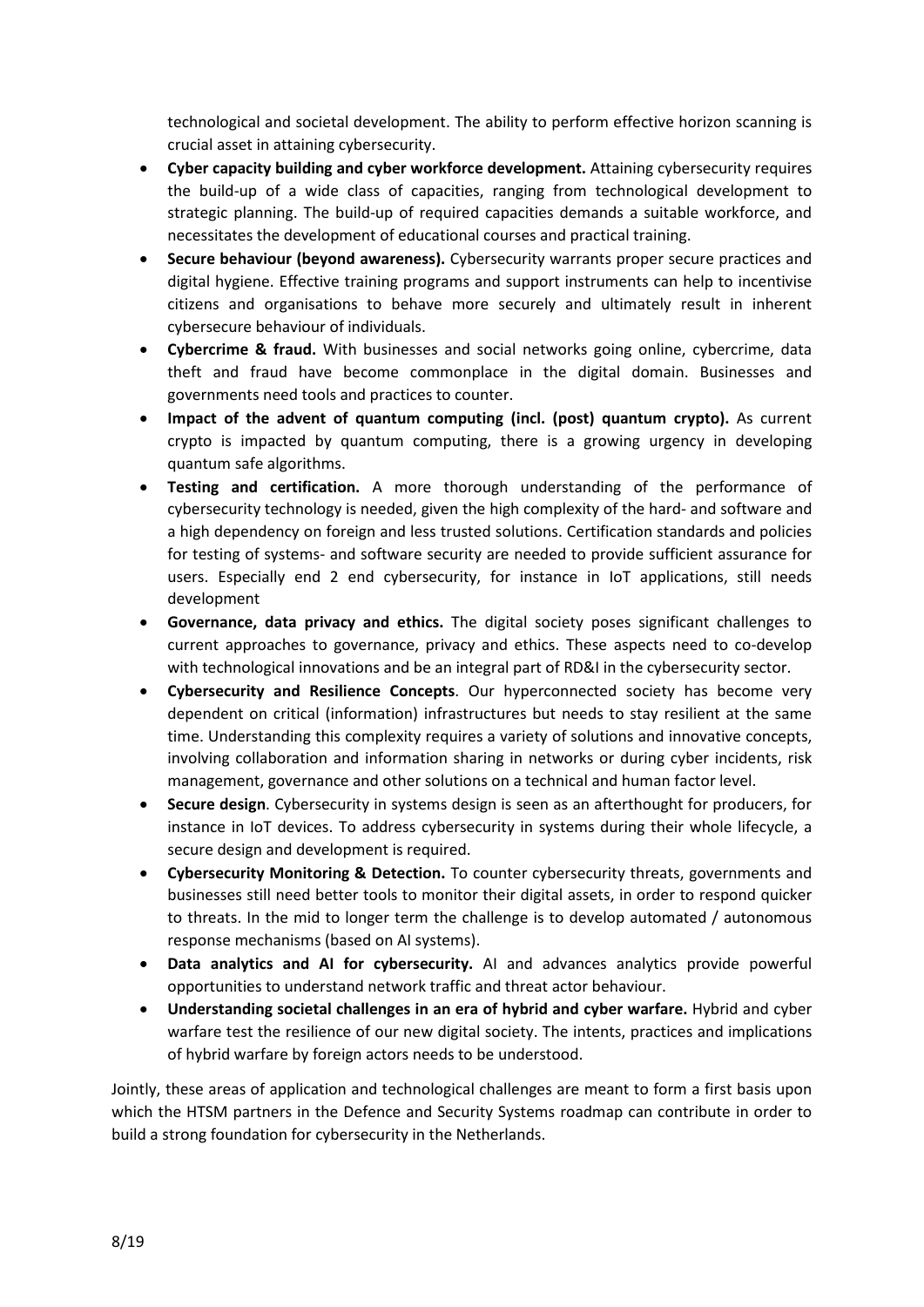technological and societal development. The ability to perform effective horizon scanning is crucial asset in attaining cybersecurity.

- **Cyber capacity building and cyber workforce development.** Attaining cybersecurity requires the build-up of a wide class of capacities, ranging from technological development to strategic planning. The build-up of required capacities demands a suitable workforce, and necessitates the development of educational courses and practical training.
- **Secure behaviour (beyond awareness).** Cybersecurity warrants proper secure practices and digital hygiene. Effective training programs and support instruments can help to incentivise citizens and organisations to behave more securely and ultimately result in inherent cybersecure behaviour of individuals.
- **Cybercrime & fraud.** With businesses and social networks going online, cybercrime, data theft and fraud have become commonplace in the digital domain. Businesses and governments need tools and practices to counter.
- **Impact of the advent of quantum computing (incl. (post) quantum crypto).** As current crypto is impacted by quantum computing, there is a growing urgency in developing quantum safe algorithms.
- **Testing and certification.** A more thorough understanding of the performance of cybersecurity technology is needed, given the high complexity of the hard- and software and a high dependency on foreign and less trusted solutions. Certification standards and policies for testing of systems- and software security are needed to provide sufficient assurance for users. Especially end 2 end cybersecurity, for instance in IoT applications, still needs development
- **Governance, data privacy and ethics.** The digital society poses significant challenges to current approaches to governance, privacy and ethics. These aspects need to co-develop with technological innovations and be an integral part of RD&I in the cybersecurity sector.
- **Cybersecurity and Resilience Concepts**. Our hyperconnected society has become very dependent on critical (information) infrastructures but needs to stay resilient at the same time. Understanding this complexity requires a variety of solutions and innovative concepts, involving collaboration and information sharing in networks or during cyber incidents, risk management, governance and other solutions on a technical and human factor level.
- **Secure design**. Cybersecurity in systems design is seen as an afterthought for producers, for instance in IoT devices. To address cybersecurity in systems during their whole lifecycle, a secure design and development is required.
- **Cybersecurity Monitoring & Detection.** To counter cybersecurity threats, governments and businesses still need better tools to monitor their digital assets, in order to respond quicker to threats. In the mid to longer term the challenge is to develop automated / autonomous response mechanisms (based on AI systems).
- **Data analytics and AI for cybersecurity.** AI and advances analytics provide powerful opportunities to understand network traffic and threat actor behaviour.
- **Understanding societal challenges in an era of hybrid and cyber warfare.** Hybrid and cyber warfare test the resilience of our new digital society. The intents, practices and implications of hybrid warfare by foreign actors needs to be understood.

Jointly, these areas of application and technological challenges are meant to form a first basis upon which the HTSM partners in the Defence and Security Systems roadmap can contribute in order to build a strong foundation for cybersecurity in the Netherlands.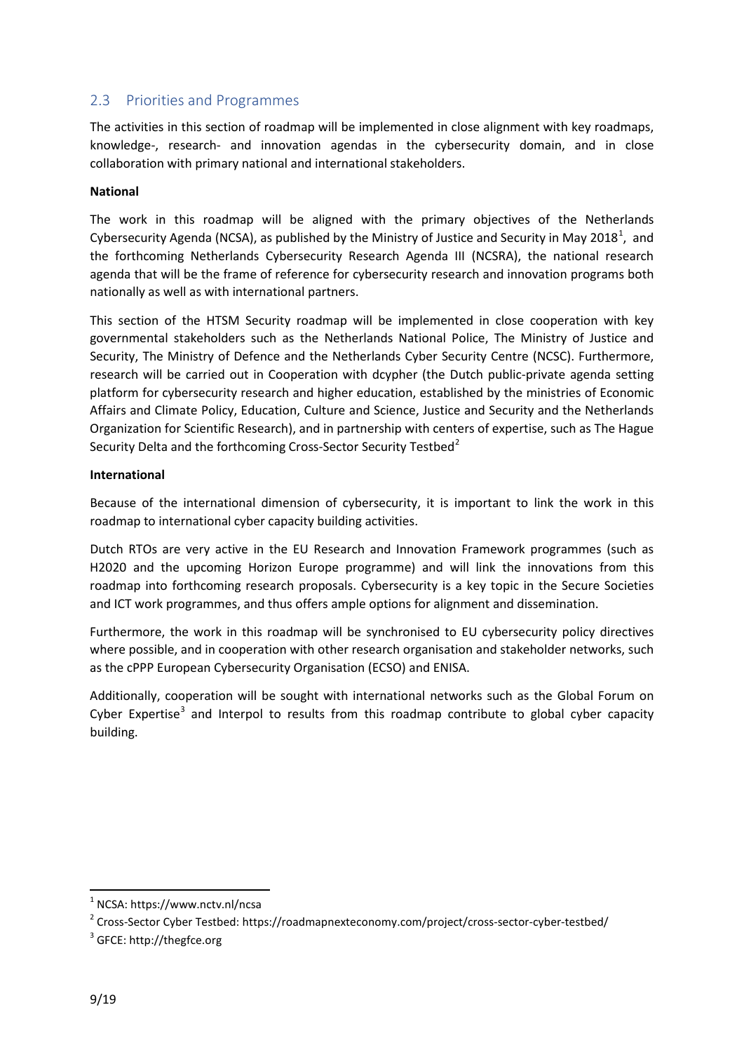## 2.3 Priorities and Programmes

The activities in this section of roadmap will be implemented in close alignment with key roadmaps, knowledge-, research- and innovation agendas in the cybersecurity domain, and in close collaboration with primary national and international stakeholders.

**National**

The work in this roadmap will be aligned with the primary objectives of the Netherlands Cybersecurity Agenda (NCSA), as published by the Ministry of Justice and Security in May 2018[1], and the forthcoming Netherlands Cybersecurity Research Agenda III (NCSRA), the national research agenda that will be the frame of reference for cybersecurity research and innovation programs both nationally as well as with international partners.

This section of the HTSM Security roadmap will be implemented in close cooperation with key governmental stakeholders such as the Netherlands National Police, The Ministry of Justice and Security, The Ministry of Defence and the Netherlands Cyber Security Centre (NCSC). Furthermore, research will be carried out in Cooperation with dcypher (the Dutch public-private agenda setting platform for cybersecurity research and higher education, established by the ministries of Economic Affairs and Climate Policy, Education, Culture and Science, Justice and Security and the Netherlands Organization for Scientific Research), and in partnership with centers of expertise, such as The Hague Security Delta and the forthcoming Cross-Sector Security Testbed[2]

**International**

Because of the international dimension of cybersecurity, it is important to link the work in this roadmap to international cyber capacity building activities.

Dutch RTOs are very active in the EU Research and Innovation Framework programmes (such as H2020 and the upcoming Horizon Europe programme) and will link the innovations from this roadmap into forthcoming research proposals. Cybersecurity is a key topic in the Secure Societies and ICT work programmes, and thus offers ample options for alignment and dissemination.

Furthermore, the work in this roadmap will be synchronised to EU cybersecurity policy directives where possible, and in cooperation with other research organisation and stakeholder networks, such as the cPPP European Cybersecurity Organisation (ECSO) and ENISA.

Additionally, cooperation will be sought with international networks such as the Global Forum on Cyber Expertise[3] and Interpol to results from this roadmap contribute to global cyber capacity building.

---

[1] NCSA: https://www.nctv.nl/ncsa

[2] Cross-Sector Cyber Testbed: https://roadmapnexteconomy.com/project/cross-sector-cyber-testbed/

[3] GFCE: http://thegfce.org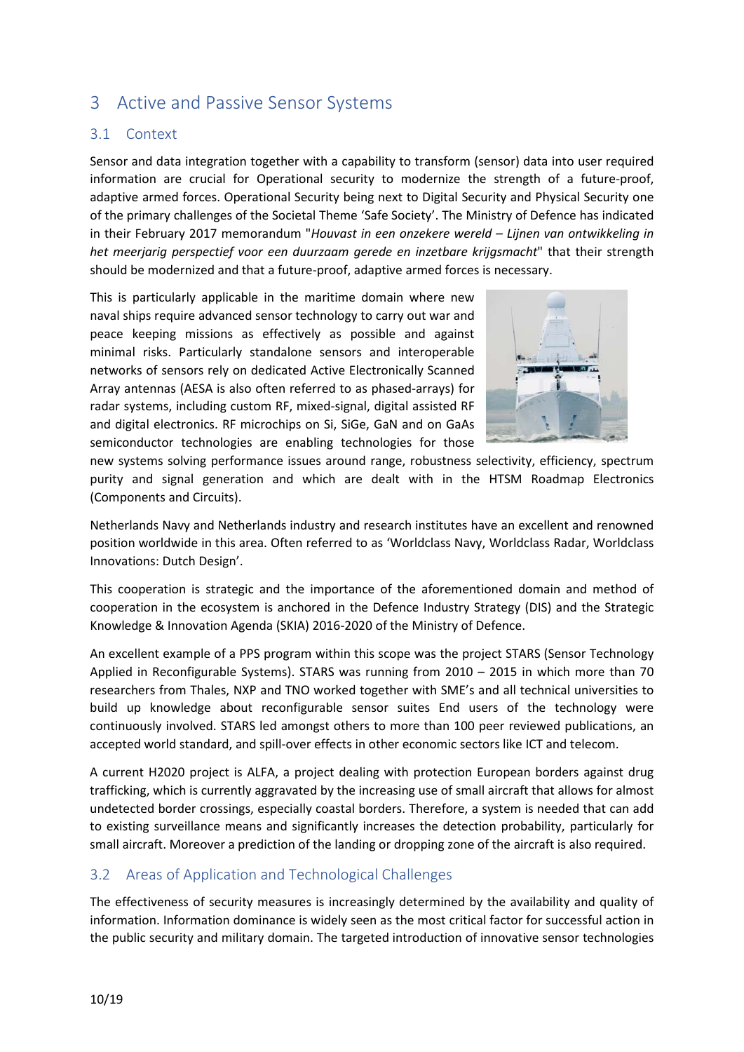## 3 Active and Passive Sensor Systems

### 3.1 Context

Sensor and data integration together with a capability to transform (sensor) data into user required information are crucial for Operational security to modernize the strength of a future-proof, adaptive armed forces. Operational Security being next to Digital Security and Physical Security one of the primary challenges of the Societal Theme 'Safe Society'. The Ministry of Defence has indicated in their February 2017 memorandum "*Houvast in een onzekere wereld – Lijnen van ontwikkeling in het meerjarig perspectief voor een duurzaam gerede en inzetbare krijgsmacht*" that their strength should be modernized and that a future-proof, adaptive armed forces is necessary.

This is particularly applicable in the maritime domain where new naval ships require advanced sensor technology to carry out war and peace keeping missions as effectively as possible and against minimal risks. Particularly standalone sensors and interoperable networks of sensors rely on dedicated Active Electronically Scanned Array antennas (AESA is also often referred to as phased-arrays) for radar systems, including custom RF, mixed-signal, digital assisted RF and digital electronics. RF microchips on Si, SiGe, GaN and on GaAs semiconductor technologies are enabling technologies for those new systems solving performance issues around range, robustness selectivity, efficiency, spectrum purity and signal generation and which are dealt with in the HTSM Roadmap Electronics (Components and Circuits).

Netherlands Navy and Netherlands industry and research institutes have an excellent and renowned position worldwide in this area. Often referred to as 'Worldclass Navy, Worldclass Radar, Worldclass Innovations: Dutch Design'.

This cooperation is strategic and the importance of the aforementioned domain and method of cooperation in the ecosystem is anchored in the Defence Industry Strategy (DIS) and the Strategic Knowledge & Innovation Agenda (SKIA) 2016-2020 of the Ministry of Defence.

An excellent example of a PPS program within this scope was the project STARS (Sensor Technology Applied in Reconfigurable Systems). STARS was running from 2010 – 2015 in which more than 70 researchers from Thales, NXP and TNO worked together with SME's and all technical universities to build up knowledge about reconfigurable sensor suites End users of the technology were continuously involved. STARS led amongst others to more than 100 peer reviewed publications, an accepted world standard, and spill-over effects in other economic sectors like ICT and telecom.

A current H2020 project is ALFA, a project dealing with protection European borders against drug trafficking, which is currently aggravated by the increasing use of small aircraft that allows for almost undetected border crossings, especially coastal borders. Therefore, a system is needed that can add to existing surveillance means and significantly increases the detection probability, particularly for small aircraft. Moreover a prediction of the landing or dropping zone of the aircraft is also required.

### 3.2 Areas of Application and Technological Challenges

The effectiveness of security measures is increasingly determined by the availability and quality of information. Information dominance is widely seen as the most critical factor for successful action in the public security and military domain. The targeted introduction of innovative sensor technologies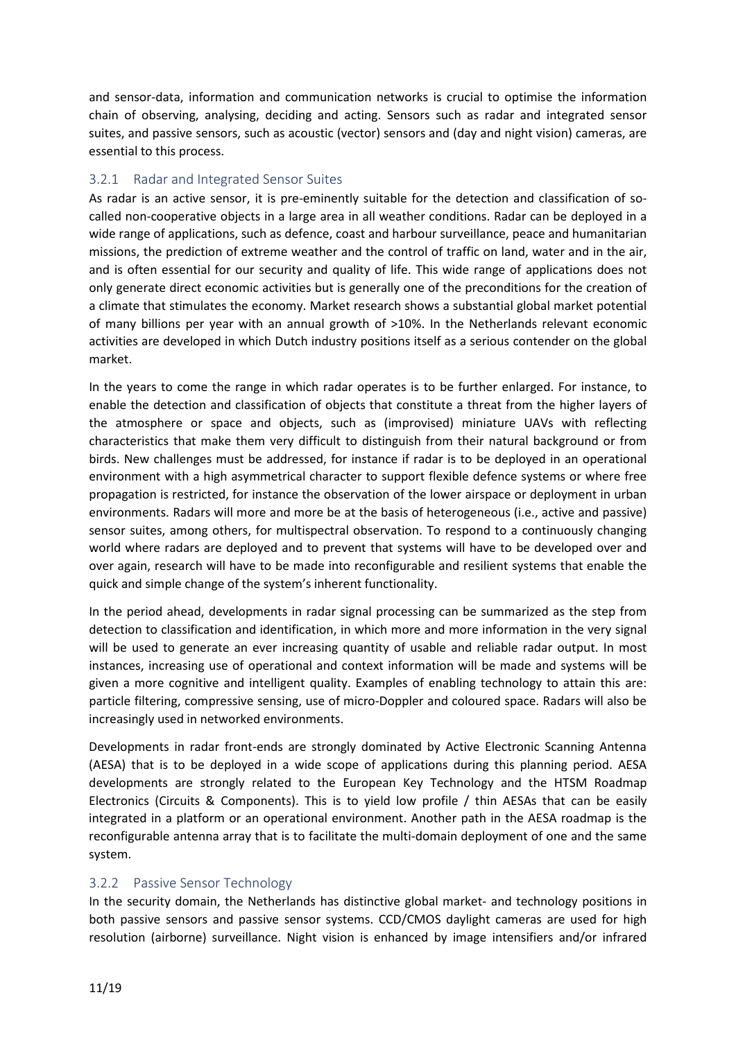and sensor-data, information and communication networks is crucial to optimise the information chain of observing, analysing, deciding and acting. Sensors such as radar and integrated sensor suites, and passive sensors, such as acoustic (vector) sensors and (day and night vision) cameras, are essential to this process.

### 3.2.1 Radar and Integrated Sensor Suites

As radar is an active sensor, it is pre-eminently suitable for the detection and classification of so-called non-cooperative objects in a large area in all weather conditions. Radar can be deployed in a wide range of applications, such as defence, coast and harbour surveillance, peace and humanitarian missions, the prediction of extreme weather and the control of traffic on land, water and in the air, and is often essential for our security and quality of life. This wide range of applications does not only generate direct economic activities but is generally one of the preconditions for the creation of a climate that stimulates the economy. Market research shows a substantial global market potential of many billions per year with an annual growth of >10%. In the Netherlands relevant economic activities are developed in which Dutch industry positions itself as a serious contender on the global market.

In the years to come the range in which radar operates is to be further enlarged. For instance, to enable the detection and classification of objects that constitute a threat from the higher layers of the atmosphere or space and objects, such as (improvised) miniature UAVs with reflecting characteristics that make them very difficult to distinguish from their natural background or from birds. New challenges must be addressed, for instance if radar is to be deployed in an operational environment with a high asymmetrical character to support flexible defence systems or where free propagation is restricted, for instance the observation of the lower airspace or deployment in urban environments. Radars will more and more be at the basis of heterogeneous (i.e., active and passive) sensor suites, among others, for multispectral observation. To respond to a continuously changing world where radars are deployed and to prevent that systems will have to be developed over and over again, research will have to be made into reconfigurable and resilient systems that enable the quick and simple change of the system's inherent functionality.

In the period ahead, developments in radar signal processing can be summarized as the step from detection to classification and identification, in which more and more information in the very signal will be used to generate an ever increasing quantity of usable and reliable radar output. In most instances, increasing use of operational and context information will be made and systems will be given a more cognitive and intelligent quality. Examples of enabling technology to attain this are: particle filtering, compressive sensing, use of micro-Doppler and coloured space. Radars will also be increasingly used in networked environments.

Developments in radar front-ends are strongly dominated by Active Electronic Scanning Antenna (AESA) that is to be deployed in a wide scope of applications during this planning period. AESA developments are strongly related to the European Key Technology and the HTSM Roadmap Electronics (Circuits & Components). This is to yield low profile / thin AESAs that can be easily integrated in a platform or an operational environment. Another path in the AESA roadmap is the reconfigurable antenna array that is to facilitate the multi-domain deployment of one and the same system.

### 3.2.2 Passive Sensor Technology

In the security domain, the Netherlands has distinctive global market- and technology positions in both passive sensors and passive sensor systems. CCD/CMOS daylight cameras are used for high resolution (airborne) surveillance. Night vision is enhanced by image intensifiers and/or infrared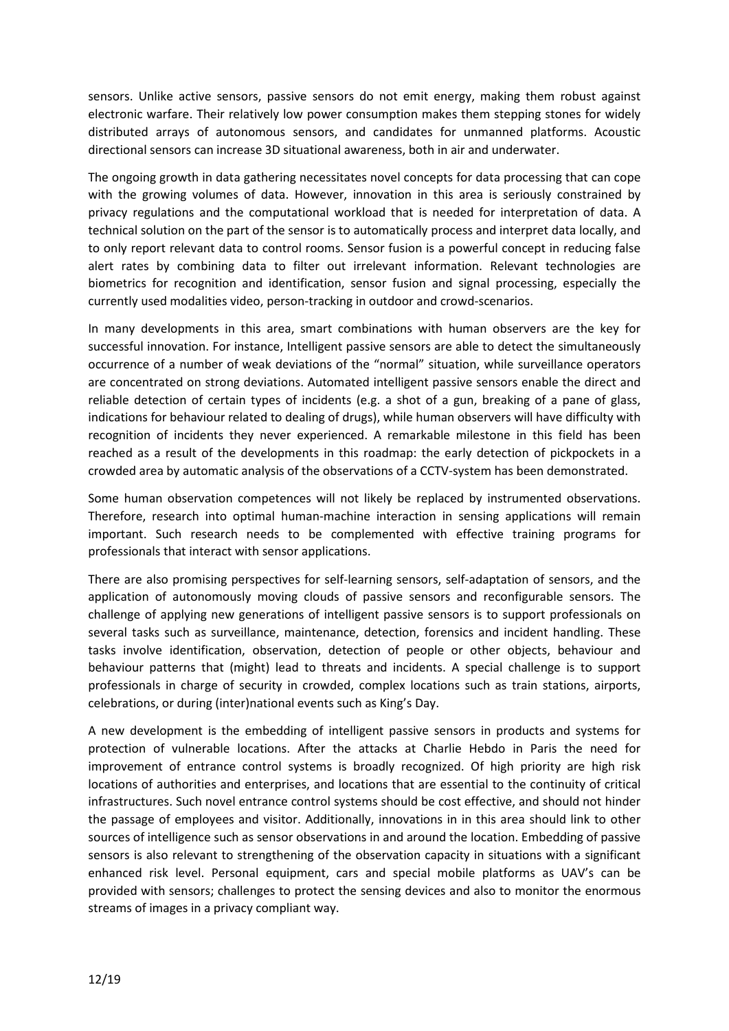sensors. Unlike active sensors, passive sensors do not emit energy, making them robust against electronic warfare. Their relatively low power consumption makes them stepping stones for widely distributed arrays of autonomous sensors, and candidates for unmanned platforms. Acoustic directional sensors can increase 3D situational awareness, both in air and underwater.

The ongoing growth in data gathering necessitates novel concepts for data processing that can cope with the growing volumes of data. However, innovation in this area is seriously constrained by privacy regulations and the computational workload that is needed for interpretation of data. A technical solution on the part of the sensor is to automatically process and interpret data locally, and to only report relevant data to control rooms. Sensor fusion is a powerful concept in reducing false alert rates by combining data to filter out irrelevant information. Relevant technologies are biometrics for recognition and identification, sensor fusion and signal processing, especially the currently used modalities video, person-tracking in outdoor and crowd-scenarios.

In many developments in this area, smart combinations with human observers are the key for successful innovation. For instance, Intelligent passive sensors are able to detect the simultaneously occurrence of a number of weak deviations of the "normal" situation, while surveillance operators are concentrated on strong deviations. Automated intelligent passive sensors enable the direct and reliable detection of certain types of incidents (e.g. a shot of a gun, breaking of a pane of glass, indications for behaviour related to dealing of drugs), while human observers will have difficulty with recognition of incidents they never experienced. A remarkable milestone in this field has been reached as a result of the developments in this roadmap: the early detection of pickpockets in a crowded area by automatic analysis of the observations of a CCTV-system has been demonstrated.

Some human observation competences will not likely be replaced by instrumented observations. Therefore, research into optimal human-machine interaction in sensing applications will remain important. Such research needs to be complemented with effective training programs for professionals that interact with sensor applications.

There are also promising perspectives for self-learning sensors, self-adaptation of sensors, and the application of autonomously moving clouds of passive sensors and reconfigurable sensors. The challenge of applying new generations of intelligent passive sensors is to support professionals on several tasks such as surveillance, maintenance, detection, forensics and incident handling. These tasks involve identification, observation, detection of people or other objects, behaviour and behaviour patterns that (might) lead to threats and incidents. A special challenge is to support professionals in charge of security in crowded, complex locations such as train stations, airports, celebrations, or during (inter)national events such as King's Day.

A new development is the embedding of intelligent passive sensors in products and systems for protection of vulnerable locations. After the attacks at Charlie Hebdo in Paris the need for improvement of entrance control systems is broadly recognized. Of high priority are high risk locations of authorities and enterprises, and locations that are essential to the continuity of critical infrastructures. Such novel entrance control systems should be cost effective, and should not hinder the passage of employees and visitor. Additionally, innovations in in this area should link to other sources of intelligence such as sensor observations in and around the location. Embedding of passive sensors is also relevant to strengthening of the observation capacity in situations with a significant enhanced risk level. Personal equipment, cars and special mobile platforms as UAV's can be provided with sensors; challenges to protect the sensing devices and also to monitor the enormous streams of images in a privacy compliant way.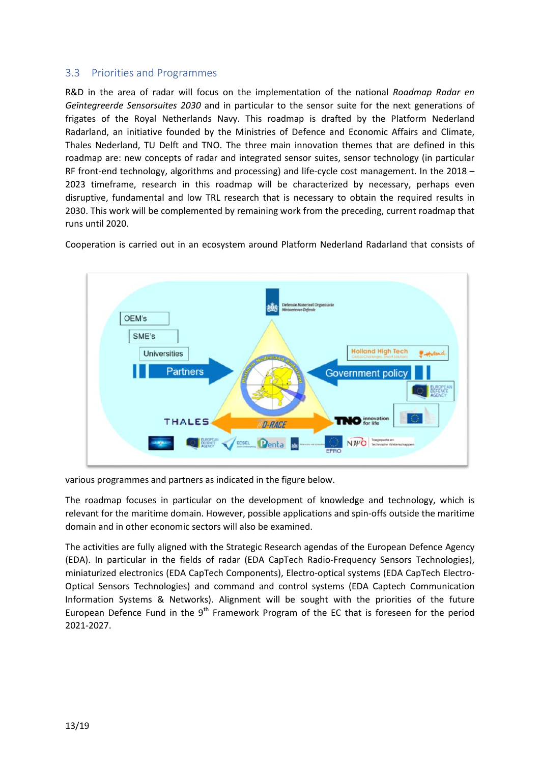## 3.3 Priorities and Programmes

R&D in the area of radar will focus on the implementation of the national *Roadmap Radar en Geïntegreerde Sensorsuites 2030* and in particular to the sensor suite for the next generations of frigates of the Royal Netherlands Navy. This roadmap is drafted by the Platform Nederland Radarland, an initiative founded by the Ministries of Defence and Economic Affairs and Climate, Thales Nederland, TU Delft and TNO. The three main innovation themes that are defined in this roadmap are: new concepts of radar and integrated sensor suites, sensor technology (in particular RF front-end technology, algorithms and processing) and life-cycle cost management. In the 2018 – 2023 timeframe, research in this roadmap will be characterized by necessary, perhaps even disruptive, fundamental and low TRL research that is necessary to obtain the required results in 2030. This work will be complemented by remaining work from the preceding, current roadmap that runs until 2020.

Cooperation is carried out in an ecosystem around Platform Nederland Radarland that consists of various programmes and partners as indicated in the figure below.

The roadmap focuses in particular on the development of knowledge and technology, which is relevant for the maritime domain. However, possible applications and spin-offs outside the maritime domain and in other economic sectors will also be examined.

The activities are fully aligned with the Strategic Research agendas of the European Defence Agency (EDA). In particular in the fields of radar (EDA CapTech Radio-Frequency Sensors Technologies), miniaturized electronics (EDA CapTech Components), Electro-optical systems (EDA CapTech Electro-Optical Sensors Technologies) and command and control systems (EDA Captech Communication Information Systems & Networks). Alignment will be sought with the priorities of the future European Defence Fund in the 9th Framework Program of the EC that is foreseen for the period 2021-2027.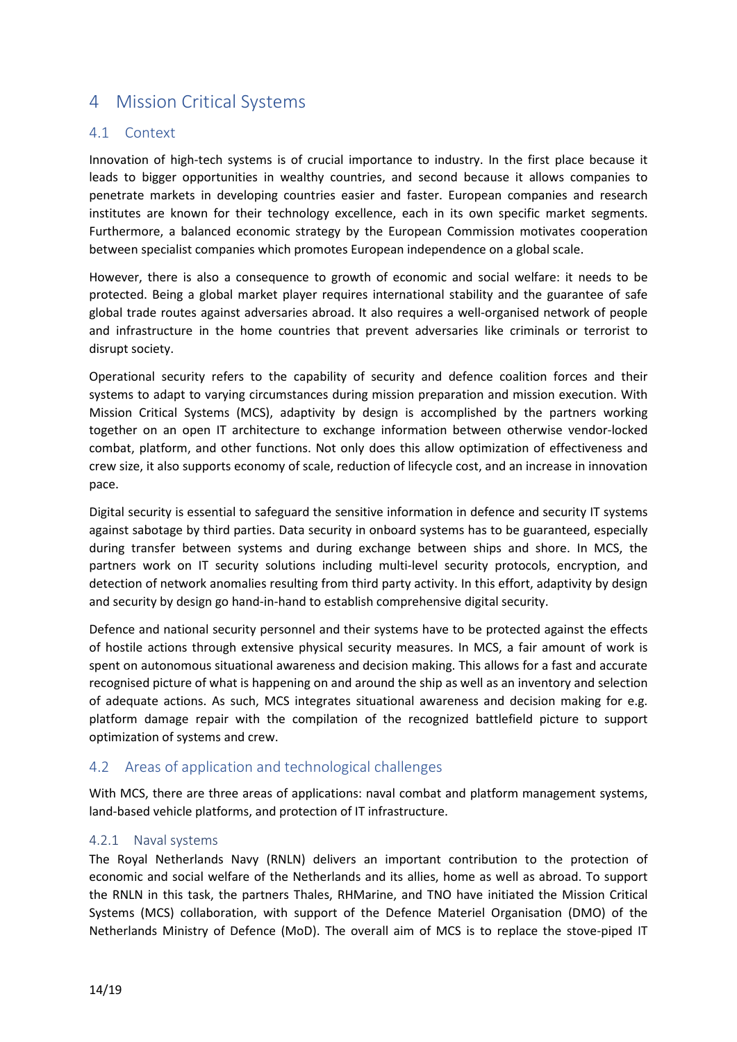# 4 Mission Critical Systems

## 4.1 Context

Innovation of high-tech systems is of crucial importance to industry. In the first place because it leads to bigger opportunities in wealthy countries, and second because it allows companies to penetrate markets in developing countries easier and faster. European companies and research institutes are known for their technology excellence, each in its own specific market segments. Furthermore, a balanced economic strategy by the European Commission motivates cooperation between specialist companies which promotes European independence on a global scale.

However, there is also a consequence to growth of economic and social welfare: it needs to be protected. Being a global market player requires international stability and the guarantee of safe global trade routes against adversaries abroad. It also requires a well-organised network of people and infrastructure in the home countries that prevent adversaries like criminals or terrorist to disrupt society.

Operational security refers to the capability of security and defence coalition forces and their systems to adapt to varying circumstances during mission preparation and mission execution. With Mission Critical Systems (MCS), adaptivity by design is accomplished by the partners working together on an open IT architecture to exchange information between otherwise vendor-locked combat, platform, and other functions. Not only does this allow optimization of effectiveness and crew size, it also supports economy of scale, reduction of lifecycle cost, and an increase in innovation pace.

Digital security is essential to safeguard the sensitive information in defence and security IT systems against sabotage by third parties. Data security in onboard systems has to be guaranteed, especially during transfer between systems and during exchange between ships and shore. In MCS, the partners work on IT security solutions including multi-level security protocols, encryption, and detection of network anomalies resulting from third party activity. In this effort, adaptivity by design and security by design go hand-in-hand to establish comprehensive digital security.

Defence and national security personnel and their systems have to be protected against the effects of hostile actions through extensive physical security measures. In MCS, a fair amount of work is spent on autonomous situational awareness and decision making. This allows for a fast and accurate recognised picture of what is happening on and around the ship as well as an inventory and selection of adequate actions. As such, MCS integrates situational awareness and decision making for e.g. platform damage repair with the compilation of the recognized battlefield picture to support optimization of systems and crew.

## 4.2 Areas of application and technological challenges

With MCS, there are three areas of applications: naval combat and platform management systems, land-based vehicle platforms, and protection of IT infrastructure.

### 4.2.1 Naval systems

The Royal Netherlands Navy (RNLN) delivers an important contribution to the protection of economic and social welfare of the Netherlands and its allies, home as well as abroad. To support the RNLN in this task, the partners Thales, RHMarine, and TNO have initiated the Mission Critical Systems (MCS) collaboration, with support of the Defence Materiel Organisation (DMO) of the Netherlands Ministry of Defence (MoD). The overall aim of MCS is to replace the stove-piped IT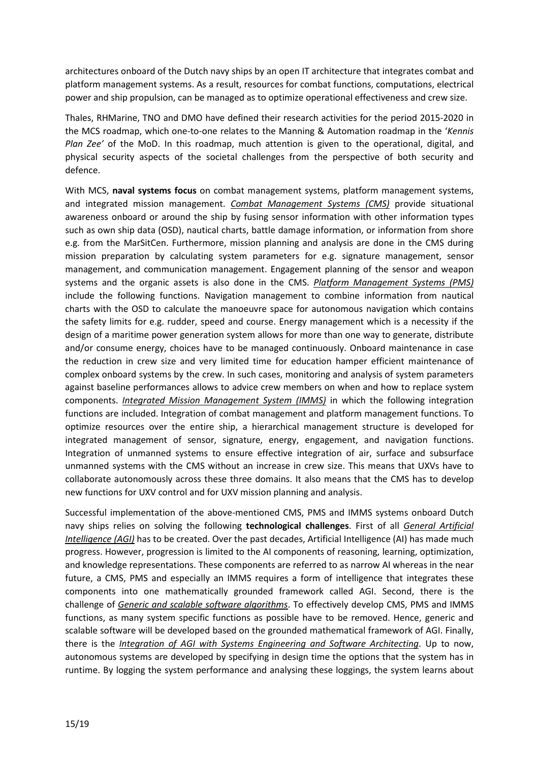architectures onboard of the Dutch navy ships by an open IT architecture that integrates combat and platform management systems. As a result, resources for combat functions, computations, electrical power and ship propulsion, can be managed as to optimize operational effectiveness and crew size.

Thales, RHMarine, TNO and DMO have defined their research activities for the period 2015-2020 in the MCS roadmap, which one-to-one relates to the Manning & Automation roadmap in the '*Kennis Plan Zee'* of the MoD. In this roadmap, much attention is given to the operational, digital, and physical security aspects of the societal challenges from the perspective of both security and defence.

With MCS, **naval systems focus** on combat management systems, platform management systems, and integrated mission management. *Combat Management Systems (CMS)* provide situational awareness onboard or around the ship by fusing sensor information with other information types such as own ship data (OSD), nautical charts, battle damage information, or information from shore e.g. from the MarSitCen. Furthermore, mission planning and analysis are done in the CMS during mission preparation by calculating system parameters for e.g. signature management, sensor management, and communication management. Engagement planning of the sensor and weapon systems and the organic assets is also done in the CMS. *Platform Management Systems (PMS)* include the following functions. Navigation management to combine information from nautical charts with the OSD to calculate the manoeuvre space for autonomous navigation which contains the safety limits for e.g. rudder, speed and course. Energy management which is a necessity if the design of a maritime power generation system allows for more than one way to generate, distribute and/or consume energy, choices have to be managed continuously. Onboard maintenance in case the reduction in crew size and very limited time for education hamper efficient maintenance of complex onboard systems by the crew. In such cases, monitoring and analysis of system parameters against baseline performances allows to advice crew members on when and how to replace system components. *Integrated Mission Management System (IMMS)* in which the following integration functions are included. Integration of combat management and platform management functions. To optimize resources over the entire ship, a hierarchical management structure is developed for integrated management of sensor, signature, energy, engagement, and navigation functions. Integration of unmanned systems to ensure effective integration of air, surface and subsurface unmanned systems with the CMS without an increase in crew size. This means that UXVs have to collaborate autonomously across these three domains. It also means that the CMS has to develop new functions for UXV control and for UXV mission planning and analysis.

Successful implementation of the above-mentioned CMS, PMS and IMMS systems onboard Dutch navy ships relies on solving the following **technological challenges**. First of all *General Artificial Intelligence (AGI)* has to be created. Over the past decades, Artificial Intelligence (AI) has made much progress. However, progression is limited to the AI components of reasoning, learning, optimization, and knowledge representations. These components are referred to as narrow AI whereas in the near future, a CMS, PMS and especially an IMMS requires a form of intelligence that integrates these components into one mathematically grounded framework called AGI. Second, there is the challenge of *Generic and scalable software algorithms*. To effectively develop CMS, PMS and IMMS functions, as many system specific functions as possible have to be removed. Hence, generic and scalable software will be developed based on the grounded mathematical framework of AGI. Finally, there is the *Integration of AGI with Systems Engineering and Software Architecting*. Up to now, autonomous systems are developed by specifying in design time the options that the system has in runtime. By logging the system performance and analysing these loggings, the system learns about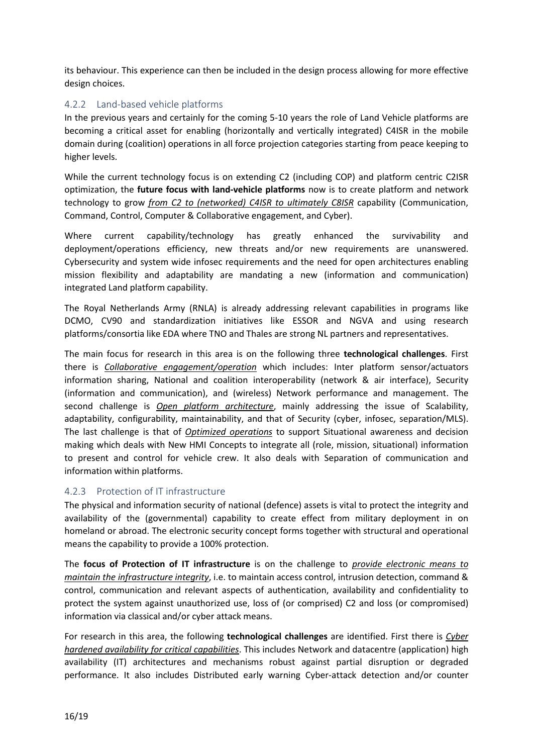its behaviour. This experience can then be included in the design process allowing for more effective design choices.

### 4.2.2 Land-based vehicle platforms

In the previous years and certainly for the coming 5-10 years the role of Land Vehicle platforms are becoming a critical asset for enabling (horizontally and vertically integrated) C4ISR in the mobile domain during (coalition) operations in all force projection categories starting from peace keeping to higher levels.

While the current technology focus is on extending C2 (including COP) and platform centric C2ISR optimization, the **future focus with land-vehicle platforms** now is to create platform and network technology to grow ***from C2 to (networked) C4ISR to ultimately C8ISR*** capability (Communication, Command, Control, Computer & Collaborative engagement, and Cyber).

Where current capability/technology has greatly enhanced the survivability and deployment/operations efficiency, new threats and/or new requirements are unanswered. Cybersecurity and system wide infosec requirements and the need for open architectures enabling mission flexibility and adaptability are mandating a new (information and communication) integrated Land platform capability.

The Royal Netherlands Army (RNLA) is already addressing relevant capabilities in programs like DCMO, CV90 and standardization initiatives like ESSOR and NGVA and using research platforms/consortia like EDA where TNO and Thales are strong NL partners and representatives.

The main focus for research in this area is on the following three **technological challenges**. First there is ***Collaborative engagement/operation*** which includes: Inter platform sensor/actuators information sharing, National and coalition interoperability (network & air interface), Security (information and communication), and (wireless) Network performance and management. The second challenge is ***Open platform architecture***, mainly addressing the issue of Scalability, adaptability, configurability, maintainability, and that of Security (cyber, infosec, separation/MLS). The last challenge is that of ***Optimized operations*** to support Situational awareness and decision making which deals with New HMI Concepts to integrate all (role, mission, situational) information to present and control for vehicle crew. It also deals with Separation of communication and information within platforms.

### 4.2.3 Protection of IT infrastructure

The physical and information security of national (defence) assets is vital to protect the integrity and availability of the (governmental) capability to create effect from military deployment in on homeland or abroad. The electronic security concept forms together with structural and operational means the capability to provide a 100% protection.

The **focus of Protection of IT infrastructure** is on the challenge to ***provide electronic means to maintain the infrastructure integrity***, i.e. to maintain access control, intrusion detection, command & control, communication and relevant aspects of authentication, availability and confidentiality to protect the system against unauthorized use, loss of (or comprised) C2 and loss (or compromised) information via classical and/or cyber attack means.

For research in this area, the following **technological challenges** are identified. First there is ***Cyber hardened availability for critical capabilities***. This includes Network and datacentre (application) high availability (IT) architectures and mechanisms robust against partial disruption or degraded performance. It also includes Distributed early warning Cyber-attack detection and/or counter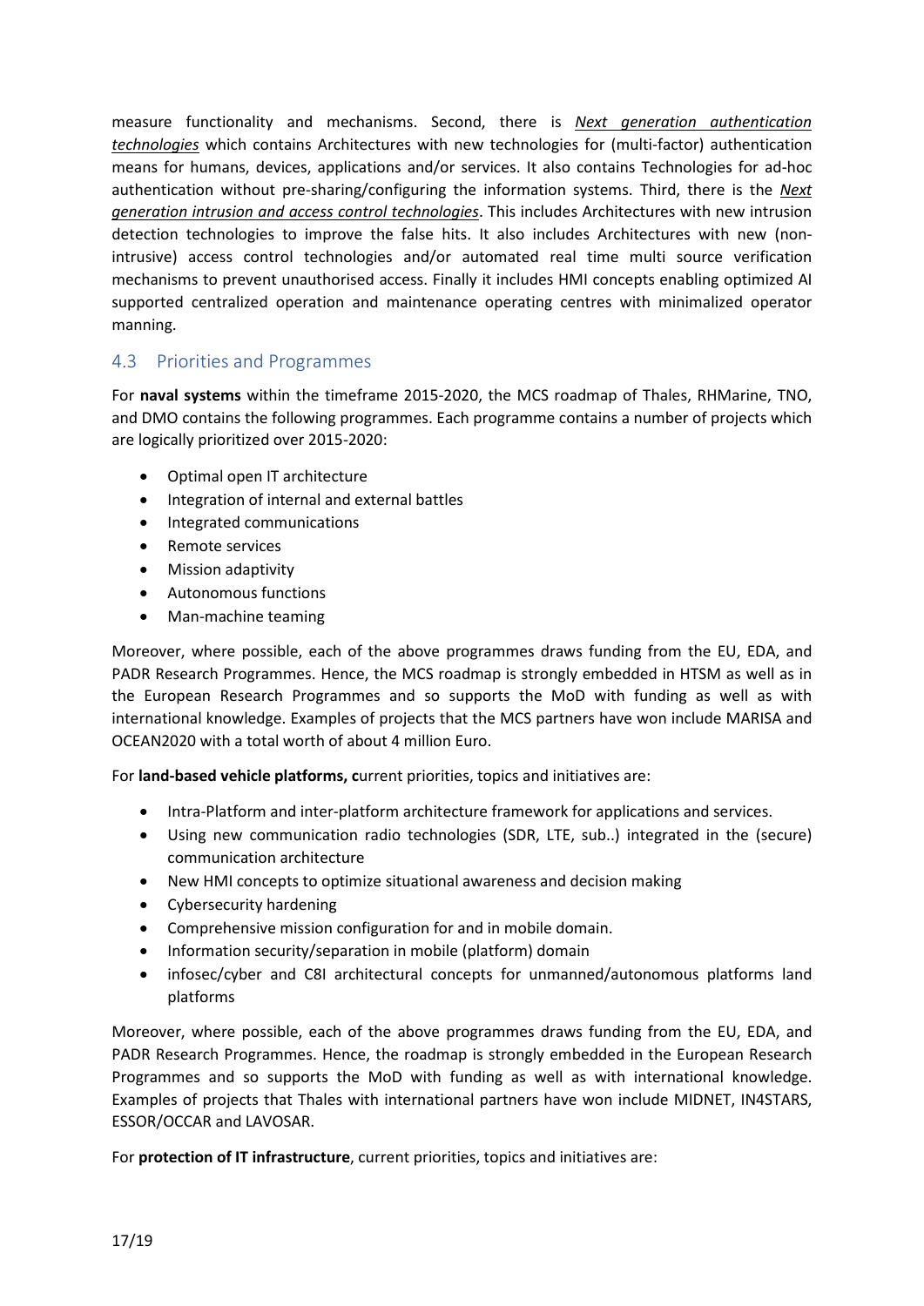measure functionality and mechanisms. Second, there is ***Next generation authentication technologies*** which contains Architectures with new technologies for (multi-factor) authentication means for humans, devices, applications and/or services. It also contains Technologies for ad-hoc authentication without pre-sharing/configuring the information systems. Third, there is the ***Next generation intrusion and access control technologies***. This includes Architectures with new intrusion detection technologies to improve the false hits. It also includes Architectures with new (non-intrusive) access control technologies and/or automated real time multi source verification mechanisms to prevent unauthorised access. Finally it includes HMI concepts enabling optimized AI supported centralized operation and maintenance operating centres with minimalized operator manning.

## 4.3 Priorities and Programmes

For **naval systems** within the timeframe 2015-2020, the MCS roadmap of Thales, RHMarine, TNO, and DMO contains the following programmes. Each programme contains a number of projects which are logically prioritized over 2015-2020:

- Optimal open IT architecture
- Integration of internal and external battles
- Integrated communications
- Remote services
- Mission adaptivity
- Autonomous functions
- Man-machine teaming

Moreover, where possible, each of the above programmes draws funding from the EU, EDA, and PADR Research Programmes. Hence, the MCS roadmap is strongly embedded in HTSM as well as in the European Research Programmes and so supports the MoD with funding as well as with international knowledge. Examples of projects that the MCS partners have won include MARISA and OCEAN2020 with a total worth of about 4 million Euro.

For **land-based vehicle platforms, c**urrent priorities, topics and initiatives are:

- Intra-Platform and inter-platform architecture framework for applications and services.
- Using new communication radio technologies (SDR, LTE, sub..) integrated in the (secure) communication architecture
- New HMI concepts to optimize situational awareness and decision making
- Cybersecurity hardening
- Comprehensive mission configuration for and in mobile domain.
- Information security/separation in mobile (platform) domain
- infosec/cyber and C8I architectural concepts for unmanned/autonomous platforms land platforms

Moreover, where possible, each of the above programmes draws funding from the EU, EDA, and PADR Research Programmes. Hence, the roadmap is strongly embedded in the European Research Programmes and so supports the MoD with funding as well as with international knowledge. Examples of projects that Thales with international partners have won include MIDNET, IN4STARS, ESSOR/OCCAR and LAVOSAR.

For **protection of IT infrastructure**, current priorities, topics and initiatives are: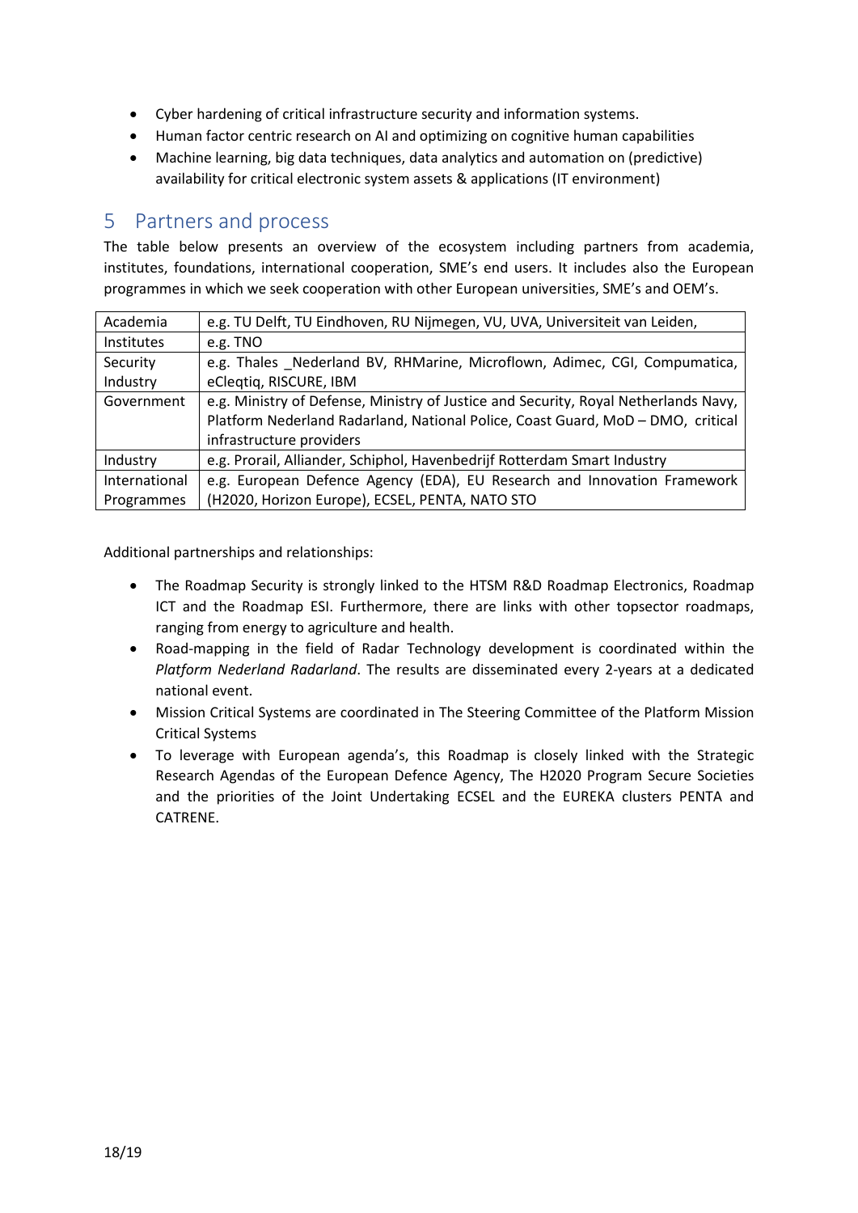- Cyber hardening of critical infrastructure security and information systems.
- Human factor centric research on AI and optimizing on cognitive human capabilities
- Machine learning, big data techniques, data analytics and automation on (predictive) availability for critical electronic system assets & applications (IT environment)

## 5 Partners and process

The table below presents an overview of the ecosystem including partners from academia, institutes, foundations, international cooperation, SME's end users. It includes also the European programmes in which we seek cooperation with other European universities, SME's and OEM's.

| | |
|---|---|
| Academia | e.g. TU Delft, TU Eindhoven, RU Nijmegen, VU, UVA, Universiteit van Leiden, |
| Institutes | e.g. TNO |
| Security Industry | e.g. Thales _Nederland BV, RHMarine, Microflown, Adimec, CGI, Compumatica, eCleqtiq, RISCURE, IBM |
| Government | e.g. Ministry of Defense, Ministry of Justice and Security, Royal Netherlands Navy, Platform Nederland Radarland, National Police, Coast Guard, MoD – DMO, critical infrastructure providers |
| Industry | e.g. Prorail, Alliander, Schiphol, Havenbedrijf Rotterdam Smart Industry |
| International Programmes | e.g. European Defence Agency (EDA), EU Research and Innovation Framework (H2020, Horizon Europe), ECSEL, PENTA, NATO STO |

Additional partnerships and relationships:

- The Roadmap Security is strongly linked to the HTSM R&D Roadmap Electronics, Roadmap ICT and the Roadmap ESI. Furthermore, there are links with other topsector roadmaps, ranging from energy to agriculture and health.
- Road-mapping in the field of Radar Technology development is coordinated within the *Platform Nederland Radarland*. The results are disseminated every 2-years at a dedicated national event.
- Mission Critical Systems are coordinated in The Steering Committee of the Platform Mission Critical Systems
- To leverage with European agenda's, this Roadmap is closely linked with the Strategic Research Agendas of the European Defence Agency, The H2020 Program Secure Societies and the priorities of the Joint Undertaking ECSEL and the EUREKA clusters PENTA and CATRENE.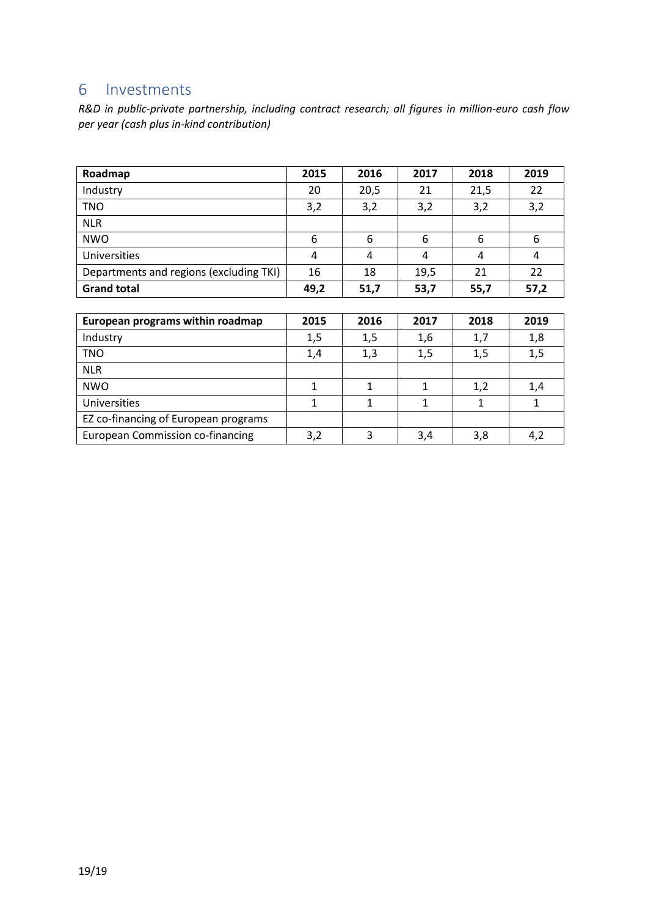# 6 Investments

*R&D in public-private partnership, including contract research; all figures in million-euro cash flow per year (cash plus in-kind contribution)*

| **Roadmap** | **2015** | **2016** | **2017** | **2018** | **2019** |
|---|---|---|---|---|---|
| Industry | 20 | 20,5 | 21 | 21,5 | 22 |
| TNO | 3,2 | 3,2 | 3,2 | 3,2 | 3,2 |
| NLR | | | | | |
| NWO | 6 | 6 | 6 | 6 | 6 |
| Universities | 4 | 4 | 4 | 4 | 4 |
| Departments and regions (excluding TKI) | 16 | 18 | 19,5 | 21 | 22 |
| **Grand total** | **49,2** | **51,7** | **53,7** | **55,7** | **57,2** |

| **European programs within roadmap** | **2015** | **2016** | **2017** | **2018** | **2019** |
|---|---|---|---|---|---|
| Industry | 1,5 | 1,5 | 1,6 | 1,7 | 1,8 |
| TNO | 1,4 | 1,3 | 1,5 | 1,5 | 1,5 |
| NLR | | | | | |
| NWO | 1 | 1 | 1 | 1,2 | 1,4 |
| Universities | 1 | 1 | 1 | 1 | 1 |
| EZ co-financing of European programs | | | | | |
| European Commission co-financing | 3,2 | 3 | 3,4 | 3,8 | 4,2 |